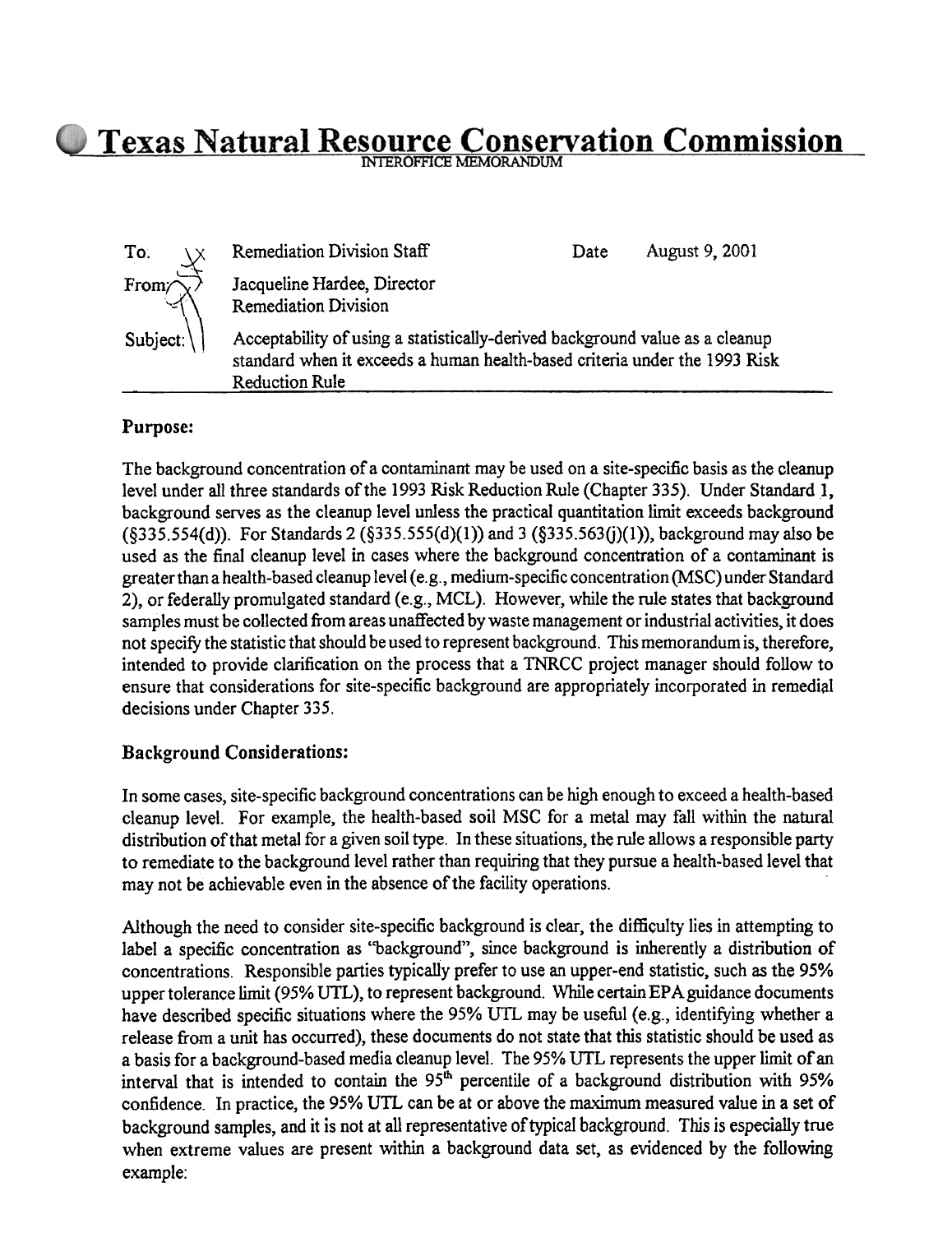# Texas Natural Resource Conservation Commission

INTEROFFICE MEMORANDUM

| | | | |
|---|---|---|---|
| To: | Remediation Division Staff | Date | August 9, 2001 |
| From: | Jacqueline Hardee, Director<br>Remediation Division | | |
| Subject: | Acceptability of using a statistically-derived background value as a cleanup standard when it exceeds a human health-based criteria under the 1993 Risk Reduction Rule | | |

## Purpose:

The background concentration of a contaminant may be used on a site-specific basis as the cleanup level under all three standards of the 1993 Risk Reduction Rule (Chapter 335). Under Standard 1, background serves as the cleanup level unless the practical quantitation limit exceeds background (§335.554(d)). For Standards 2 (§335.555(d)(1)) and 3 (§335.563(j)(1)), background may also be used as the final cleanup level in cases where the background concentration of a contaminant is greater than a health-based cleanup level (e.g., medium-specific concentration (MSC) under Standard 2), or federally promulgated standard (e.g., MCL). However, while the rule states that background samples must be collected from areas unaffected by waste management or industrial activities, it does not specify the statistic that should be used to represent background. This memorandum is, therefore, intended to provide clarification on the process that a TNRCC project manager should follow to ensure that considerations for site-specific background are appropriately incorporated in remedial decisions under Chapter 335.

## Background Considerations:

In some cases, site-specific background concentrations can be high enough to exceed a health-based cleanup level. For example, the health-based soil MSC for a metal may fall within the natural distribution of that metal for a given soil type. In these situations, the rule allows a responsible party to remediate to the background level rather than requiring that they pursue a health-based level that may not be achievable even in the absence of the facility operations.

Although the need to consider site-specific background is clear, the difficulty lies in attempting to label a specific concentration as "background", since background is inherently a distribution of concentrations. Responsible parties typically prefer to use an upper-end statistic, such as the 95% upper tolerance limit (95% UTL), to represent background. While certain EPA guidance documents have described specific situations where the 95% UTL may be useful (e.g., identifying whether a release from a unit has occurred), these documents do not state that this statistic should be used as a basis for a background-based media cleanup level. The 95% UTL represents the upper limit of an interval that is intended to contain the 95th percentile of a background distribution with 95% confidence. In practice, the 95% UTL can be at or above the maximum measured value in a set of background samples, and it is not at all representative of typical background. This is especially true when extreme values are present within a background data set, as evidenced by the following example: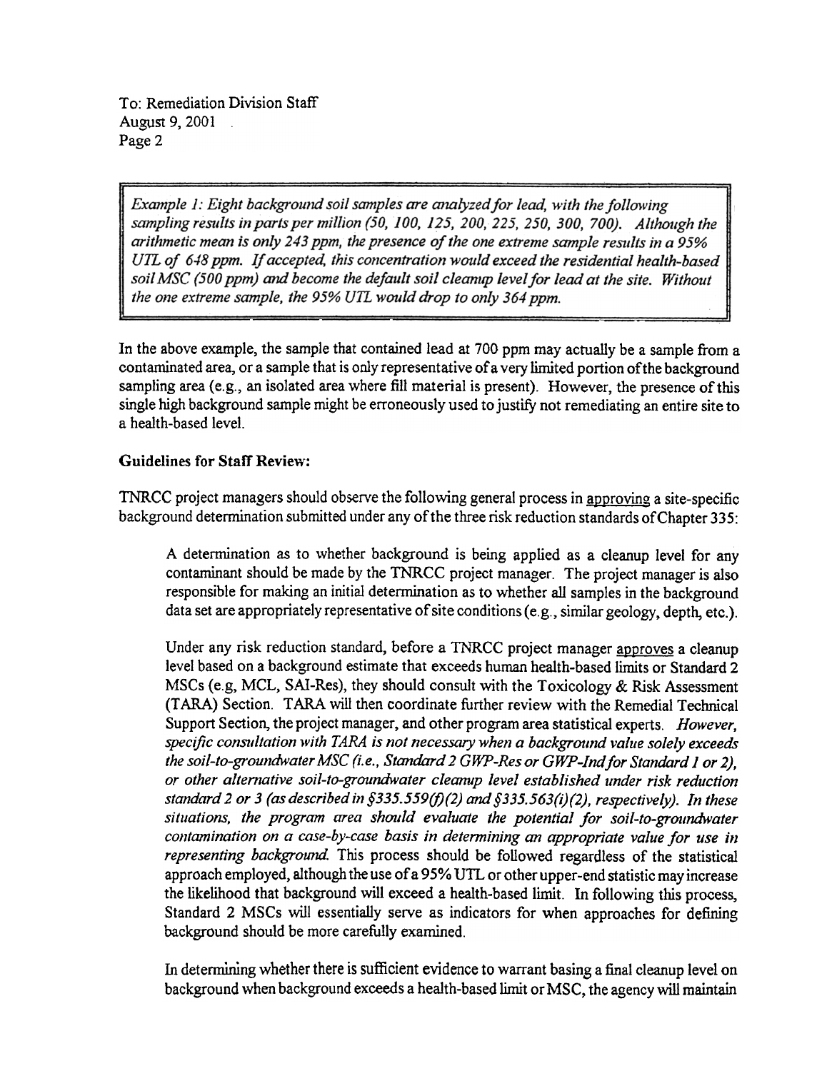*Example 1: Eight background soil samples are analyzed for lead, with the following sampling results in parts per million (50, 100, 125, 200, 225, 250, 300, 700). Although the arithmetic mean is only 243 ppm, the presence of the one extreme sample results in a 95% UTL of 648 ppm. If accepted, this concentration would exceed the residential health-based soil MSC (500 ppm) and become the default soil cleanup level for lead at the site. Without the one extreme sample, the 95% UTL would drop to only 364 ppm.*

In the above example, the sample that contained lead at 700 ppm may actually be a sample from a contaminated area, or a sample that is only representative of a very limited portion of the background sampling area (e.g., an isolated area where fill material is present). However, the presence of this single high background sample might be erroneously used to justify not remediating an entire site to a health-based level.

**Guidelines for Staff Review:**

TNRCC project managers should observe the following general process in approving a site-specific background determination submitted under any of the three risk reduction standards of Chapter 335:

A determination as to whether background is being applied as a cleanup level for any contaminant should be made by the TNRCC project manager. The project manager is also responsible for making an initial determination as to whether all samples in the background data set are appropriately representative of site conditions (e.g., similar geology, depth, etc.).

Under any risk reduction standard, before a TNRCC project manager approves a cleanup level based on a background estimate that exceeds human health-based limits or Standard 2 MSCs (e.g, MCL, SAI-Res), they should consult with the Toxicology & Risk Assessment (TARA) Section. TARA will then coordinate further review with the Remedial Technical Support Section, the project manager, and other program area statistical experts. *However, specific consultation with TARA is not necessary when a background value solely exceeds the soil-to-groundwater MSC (i.e., Standard 2 GWP-Res or GWP-Ind for Standard 1 or 2), or other alternative soil-to-groundwater cleanup level established under risk reduction standard 2 or 3 (as described in §335.559(f)(2) and §335.563(i)(2), respectively). In these situations, the program area should evaluate the potential for soil-to-groundwater contamination on a case-by-case basis in determining an appropriate value for use in representing background.* This process should be followed regardless of the statistical approach employed, although the use of a 95% UTL or other upper-end statistic may increase the likelihood that background will exceed a health-based limit. In following this process, Standard 2 MSCs will essentially serve as indicators for when approaches for defining background should be more carefully examined.

In determining whether there is sufficient evidence to warrant basing a final cleanup level on background when background exceeds a health-based limit or MSC, the agency will maintain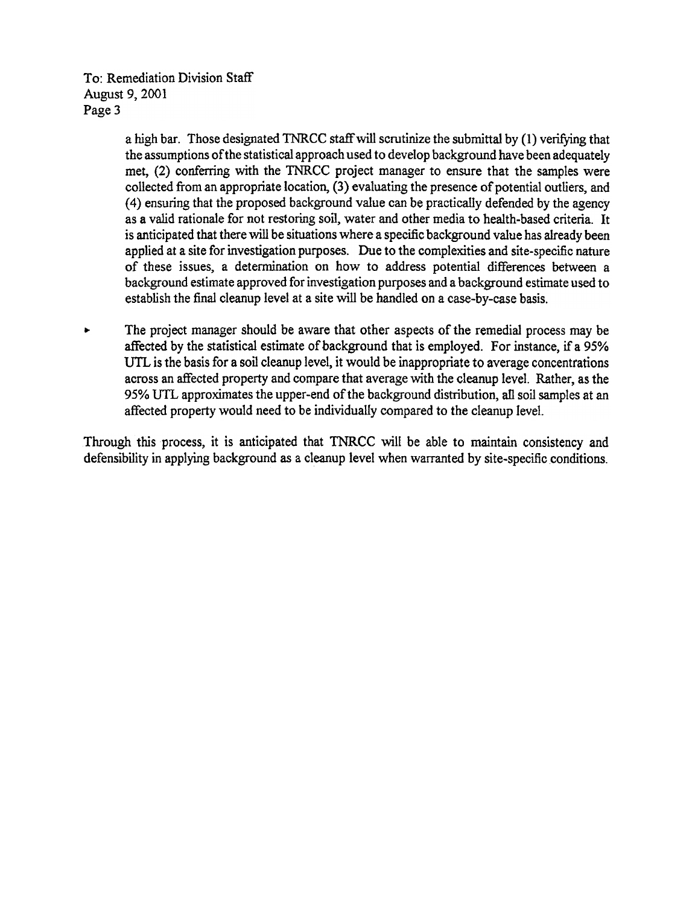a high bar. Those designated TNRCC staff will scrutinize the submittal by (1) verifying that the assumptions of the statistical approach used to develop background have been adequately met, (2) conferring with the TNRCC project manager to ensure that the samples were collected from an appropriate location, (3) evaluating the presence of potential outliers, and (4) ensuring that the proposed background value can be practically defended by the agency as a valid rationale for not restoring soil, water and other media to health-based criteria. It is anticipated that there will be situations where a specific background value has already been applied at a site for investigation purposes. Due to the complexities and site-specific nature of these issues, a determination on how to address potential differences between a background estimate approved for investigation purposes and a background estimate used to establish the final cleanup level at a site will be handled on a case-by-case basis.

- The project manager should be aware that other aspects of the remedial process may be affected by the statistical estimate of background that is employed. For instance, if a 95% UTL is the basis for a soil cleanup level, it would be inappropriate to average concentrations across an affected property and compare that average with the cleanup level. Rather, as the 95% UTL approximates the upper-end of the background distribution, all soil samples at an affected property would need to be individually compared to the cleanup level.

Through this process, it is anticipated that TNRCC will be able to maintain consistency and defensibility in applying background as a cleanup level when warranted by site-specific conditions.